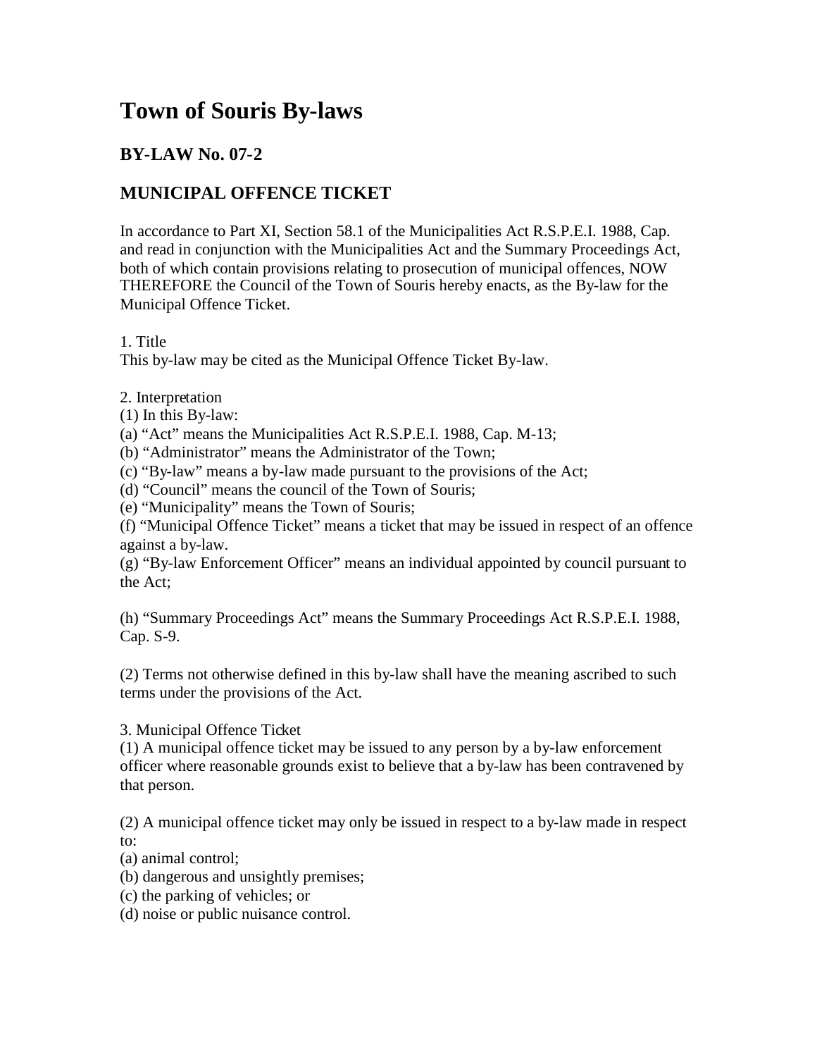# Town of Souris By-laws

## BY-LAW No. 07-2

## MUNICIPAL OFFENCE TICKET

In accordance to Part XI, Section 58.1 of the Municipalities Act R.S.P.E.I. 1988, Cap. and read in conjunction with the Municipalities Act and the Summary Proceedings Act, both of which contain provisions relating to prosecution of municipal offences, NOW THEREFORE the Council of the Town of Souris hereby enacts, as the By-law for the Municipal Offence Ticket.

1. Title
This by-law may be cited as the Municipal Offence Ticket By-law.

2. Interpretation
(1) In this By-law:
(a) "Act" means the Municipalities Act R.S.P.E.I. 1988, Cap. M-13;
(b) "Administrator" means the Administrator of the Town;
(c) "By-law" means a by-law made pursuant to the provisions of the Act;
(d) "Council" means the council of the Town of Souris;
(e) "Municipality" means the Town of Souris;
(f) "Municipal Offence Ticket" means a ticket that may be issued in respect of an offence against a by-law.
(g) "By-law Enforcement Officer" means an individual appointed by council pursuant to the Act;

(h) "Summary Proceedings Act" means the Summary Proceedings Act R.S.P.E.I. 1988, Cap. S-9.

(2) Terms not otherwise defined in this by-law shall have the meaning ascribed to such terms under the provisions of the Act.

3. Municipal Offence Ticket
(1) A municipal offence ticket may be issued to any person by a by-law enforcement officer where reasonable grounds exist to believe that a by-law has been contravened by that person.

(2) A municipal offence ticket may only be issued in respect to a by-law made in respect to:
(a) animal control;
(b) dangerous and unsightly premises;
(c) the parking of vehicles; or
(d) noise or public nuisance control.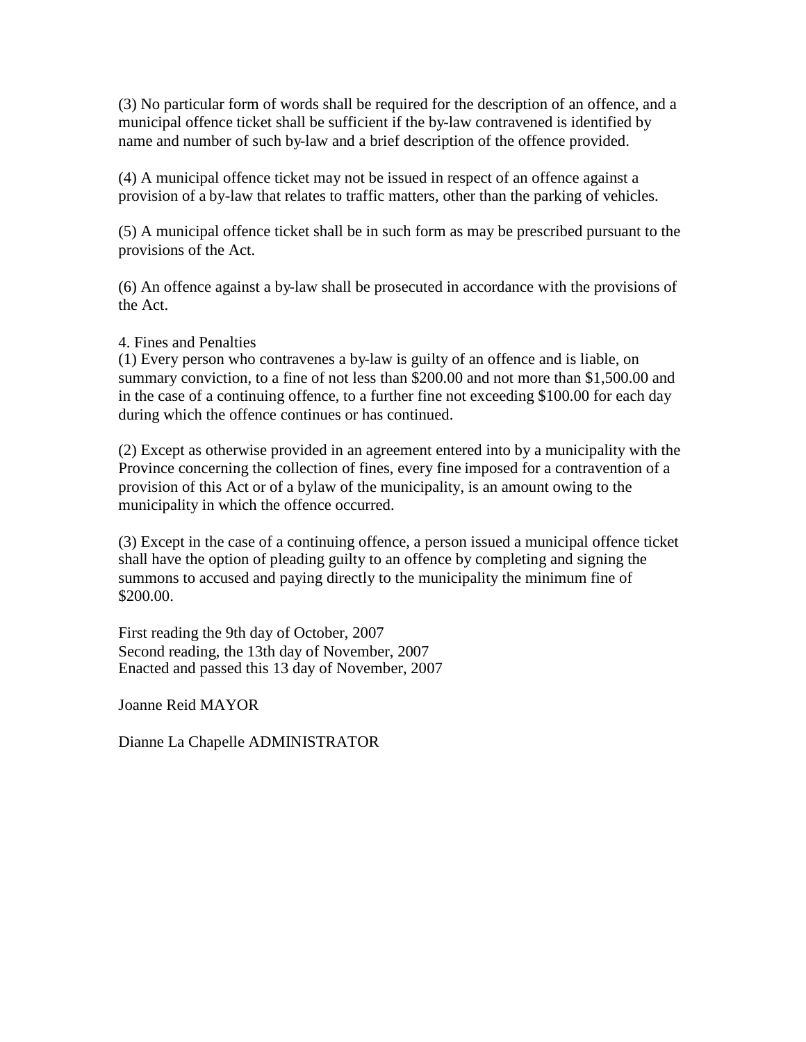(3) No particular form of words shall be required for the description of an offence, and a municipal offence ticket shall be sufficient if the by-law contravened is identified by name and number of such by-law and a brief description of the offence provided.

(4) A municipal offence ticket may not be issued in respect of an offence against a provision of a by-law that relates to traffic matters, other than the parking of vehicles.

(5) A municipal offence ticket shall be in such form as may be prescribed pursuant to the provisions of the Act.

(6) An offence against a by-law shall be prosecuted in accordance with the provisions of the Act.

4. Fines and Penalties

(1) Every person who contravenes a by-law is guilty of an offence and is liable, on summary conviction, to a fine of not less than $200.00 and not more than $1,500.00 and in the case of a continuing offence, to a further fine not exceeding $100.00 for each day during which the offence continues or has continued.

(2) Except as otherwise provided in an agreement entered into by a municipality with the Province concerning the collection of fines, every fine imposed for a contravention of a provision of this Act or of a bylaw of the municipality, is an amount owing to the municipality in which the offence occurred.

(3) Except in the case of a continuing offence, a person issued a municipal offence ticket shall have the option of pleading guilty to an offence by completing and signing the summons to accused and paying directly to the municipality the minimum fine of $200.00.

First reading the 9th day of October, 2007
Second reading, the 13th day of November, 2007
Enacted and passed this 13 day of November, 2007

Joanne Reid MAYOR

Dianne La Chapelle ADMINISTRATOR